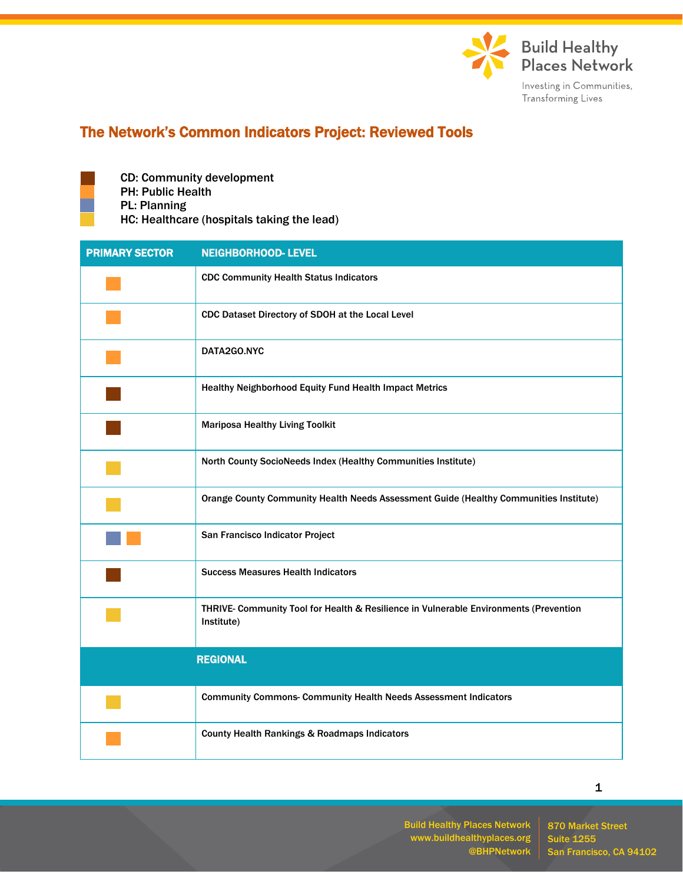## The Network's Common Indicators Project: Reviewed Tools

- CD: Community development
- PH: Public Health
- PL: Planning
- HC: Healthcare (hospitals taking the lead)

| PRIMARY SECTOR | NEIGHBORHOOD- LEVEL |
|---|---|
| PH | CDC Community Health Status Indicators |
| PH | CDC Dataset Directory of SDOH at the Local Level |
| PH | DATA2GO.NYC |
| CD | Healthy Neighborhood Equity Fund Health Impact Metrics |
| CD | Mariposa Healthy Living Toolkit |
| HC | North County SocioNeeds Index (Healthy Communities Institute) |
| HC | Orange County Community Health Needs Assessment Guide (Healthy Communities Institute) |
| PL, PH | San Francisco Indicator Project |
| CD | Success Measures Health Indicators |
| HC | THRIVE- Community Tool for Health & Resilience in Vulnerable Environments (Prevention Institute) |
| | **REGIONAL** |
| HC | Community Commons- Community Health Needs Assessment Indicators |
| PH | County Health Rankings & Roadmaps Indicators |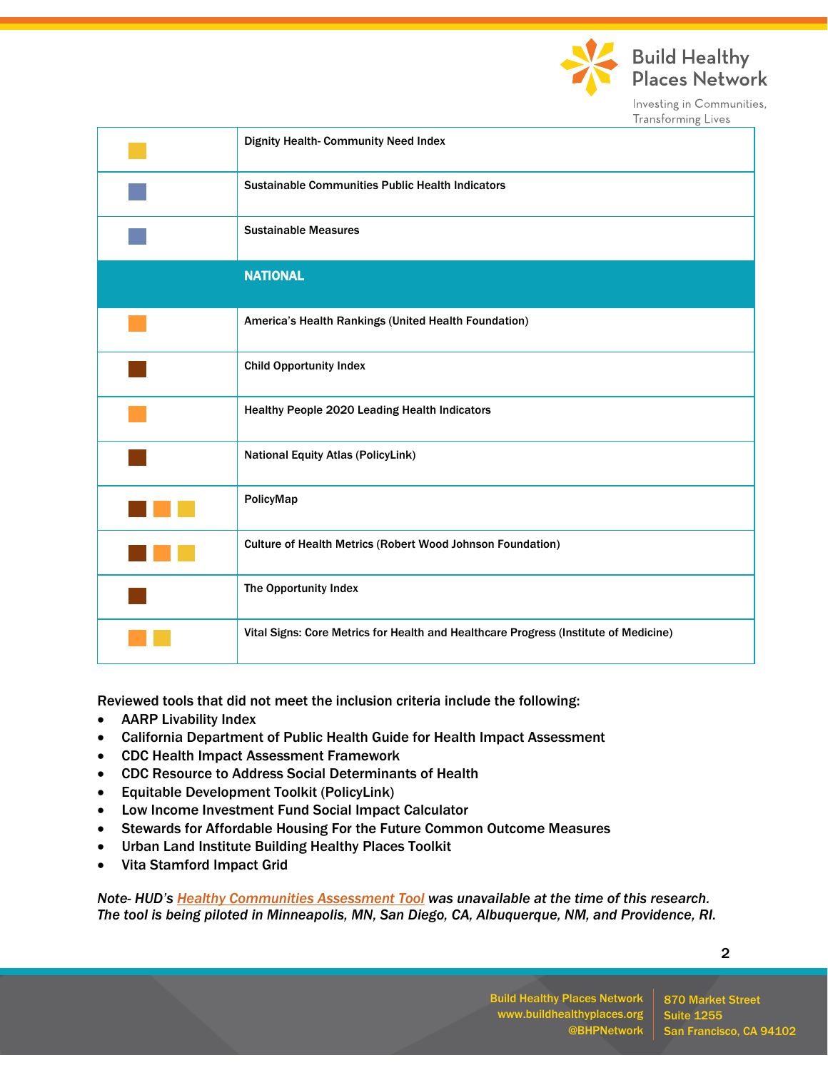| | |
|---|---|
| | Dignity Health- Community Need Index |
| | Sustainable Communities Public Health Indicators |
| | Sustainable Measures |
| | **NATIONAL** |
| | America's Health Rankings (United Health Foundation) |
| | Child Opportunity Index |
| | Healthy People 2020 Leading Health Indicators |
| | National Equity Atlas (PolicyLink) |
| | PolicyMap |
| | Culture of Health Metrics (Robert Wood Johnson Foundation) |
| | The Opportunity Index |
| | Vital Signs: Core Metrics for Health and Healthcare Progress (Institute of Medicine) |

Reviewed tools that did not meet the inclusion criteria include the following:

- AARP Livability Index
- California Department of Public Health Guide for Health Impact Assessment
- CDC Health Impact Assessment Framework
- CDC Resource to Address Social Determinants of Health
- Equitable Development Toolkit (PolicyLink)
- Low Income Investment Fund Social Impact Calculator
- Stewards for Affordable Housing For the Future Common Outcome Measures
- Urban Land Institute Building Healthy Places Toolkit
- Vita Stamford Impact Grid

*Note- HUD's Healthy Communities Assessment Tool was unavailable at the time of this research. The tool is being piloted in Minneapolis, MN, San Diego, CA, Albuquerque, NM, and Providence, RI.*